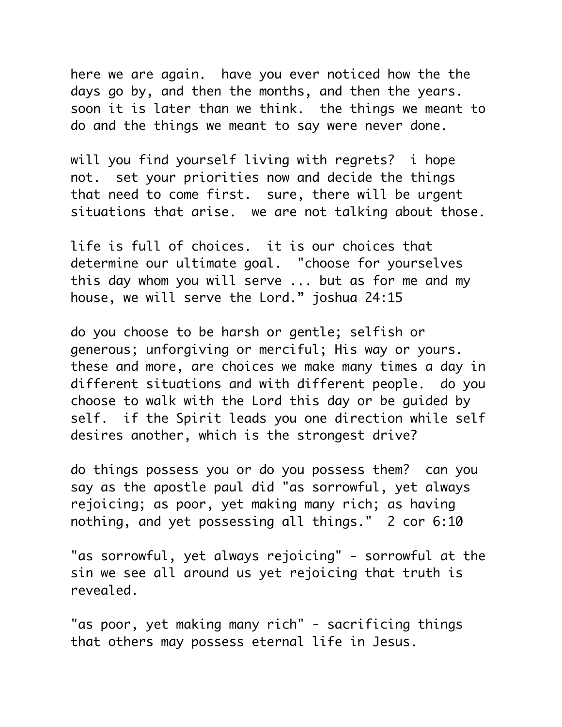here we are again. have you ever noticed how the the days go by, and then the months, and then the years. soon it is later than we think. the things we meant to do and the things we meant to say were never done.

will you find yourself living with regrets? i hope not. set your priorities now and decide the things that need to come first. sure, there will be urgent situations that arise. we are not talking about those.

life is full of choices. it is our choices that determine our ultimate goal. "choose for yourselves this day whom you will serve ... but as for me and my house, we will serve the Lord." joshua 24:15

do you choose to be harsh or gentle; selfish or generous; unforgiving or merciful; His way or yours. these and more, are choices we make many times a day in different situations and with different people. do you choose to walk with the Lord this day or be guided by self. if the Spirit leads you one direction while self desires another, which is the strongest drive?

do things possess you or do you possess them? can you say as the apostle paul did "as sorrowful, yet always rejoicing; as poor, yet making many rich; as having nothing, and yet possessing all things." 2 cor 6:10

"as sorrowful, yet always rejoicing" - sorrowful at the sin we see all around us yet rejoicing that truth is revealed.

"as poor, yet making many rich" - sacrificing things that others may possess eternal life in Jesus.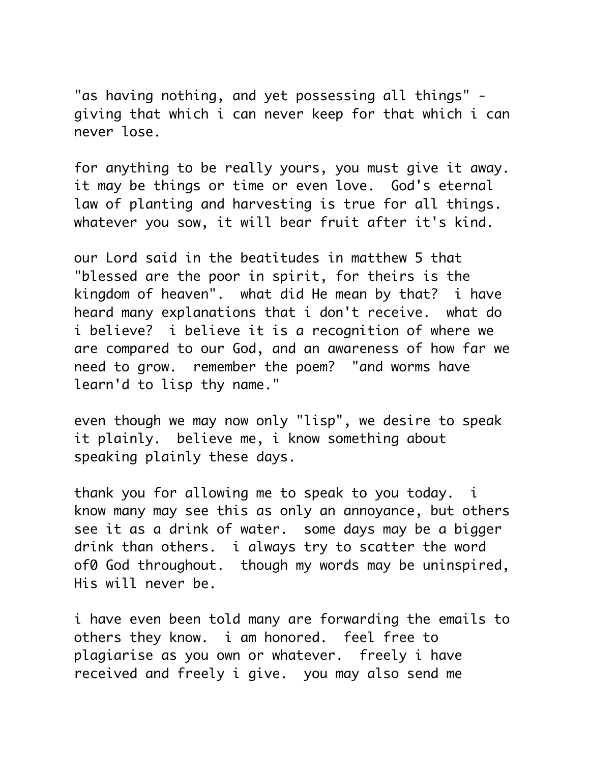"as having nothing, and yet possessing all things" - giving that which i can never keep for that which i can never lose.

for anything to be really yours, you must give it away. it may be things or time or even love. God's eternal law of planting and harvesting is true for all things. whatever you sow, it will bear fruit after it's kind.

our Lord said in the beatitudes in matthew 5 that "blessed are the poor in spirit, for theirs is the kingdom of heaven". what did He mean by that? i have heard many explanations that i don't receive. what do i believe? i believe it is a recognition of where we are compared to our God, and an awareness of how far we need to grow. remember the poem? "and worms have learn'd to lisp thy name."

even though we may now only "lisp", we desire to speak it plainly. believe me, i know something about speaking plainly these days.

thank you for allowing me to speak to you today. i know many may see this as only an annoyance, but others see it as a drink of water. some days may be a bigger drink than others. i always try to scatter the word of0 God throughout. though my words may be uninspired, His will never be.

i have even been told many are forwarding the emails to others they know. i am honored. feel free to plagiarise as you own or whatever. freely i have received and freely i give. you may also send me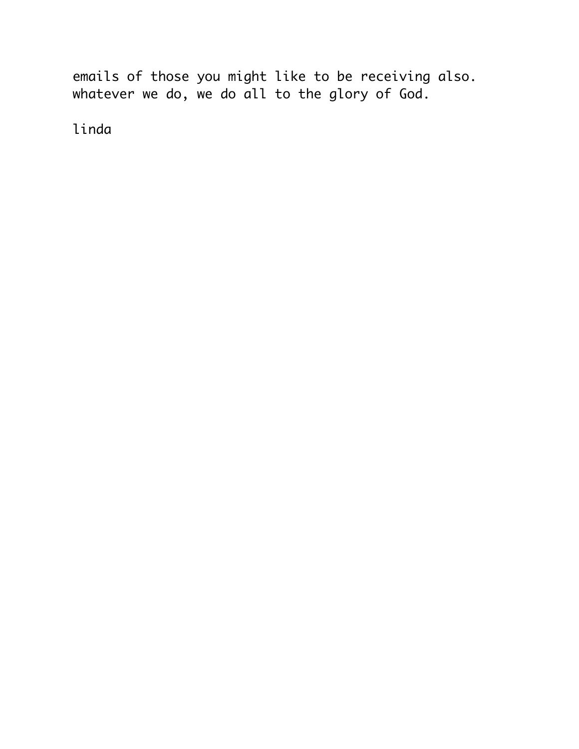emails of those you might like to be receiving also.
whatever we do, we do all to the glory of God.

linda